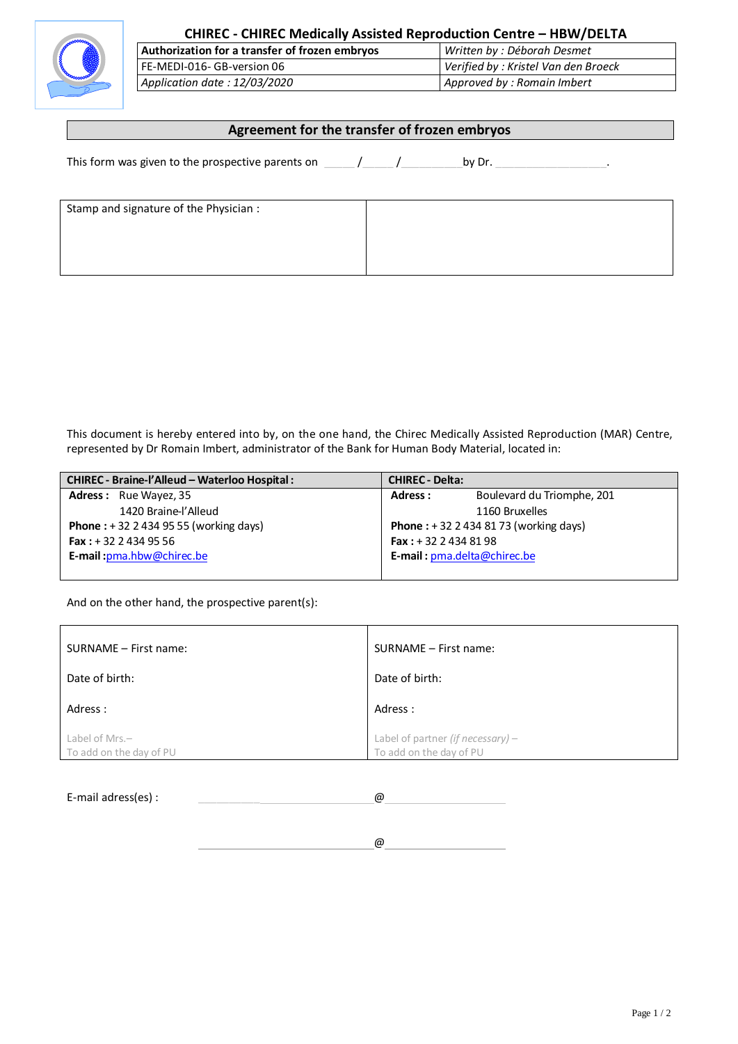# CHIREC - CHIREC Medically Assisted Reproduction Centre – HBW/DELTA

| Authorization for a transfer of frozen embryos | *Written by : Déborah Desmet* |
| --- | --- |
| FE-MEDI-016- GB-version 06 | *Verified by : Kristel Van den Broeck* |
| *Application date : 12/03/2020* | *Approved by : Romain Imbert* |

## Agreement for the transfer of frozen embryos

This form was given to the prospective parents on _____ /_____ /_________ by Dr. _________________.

| Stamp and signature of the Physician : | |
| --- | --- |

This document is hereby entered into by, on the one hand, the Chirec Medically Assisted Reproduction (MAR) Centre, represented by Dr Romain Imbert, administrator of the Bank for Human Body Material, located in:

| **CHIREC - Braine-l'Alleud – Waterloo Hospital :** | **CHIREC - Delta:** |
| --- | --- |
| **Adress :** Rue Wayez, 35<br>1420 Braine-l'Alleud<br>**Phone :** + 32 2 434 95 55 (working days)<br>**Fax :** + 32 2 434 95 56<br>**E-mail :** pma.hbw@chirec.be | **Adress :** Boulevard du Triomphe, 201<br>1160 Bruxelles<br>**Phone :** + 32 2 434 81 73 (working days)<br>**Fax :** + 32 2 434 81 98<br>**E-mail :** pma.delta@chirec.be |

And on the other hand, the prospective parent(s):

| SURNAME – First name:<br><br>Date of birth:<br><br>Adress :<br><br>Label of Mrs.–<br>To add on the day of PU | SURNAME – First name:<br><br>Date of birth:<br><br>Adress :<br><br>Label of partner *(if necessary)* –<br>To add on the day of PU |
| --- | --- |

E-mail adress(es) : ______________________@__________________

______________________@__________________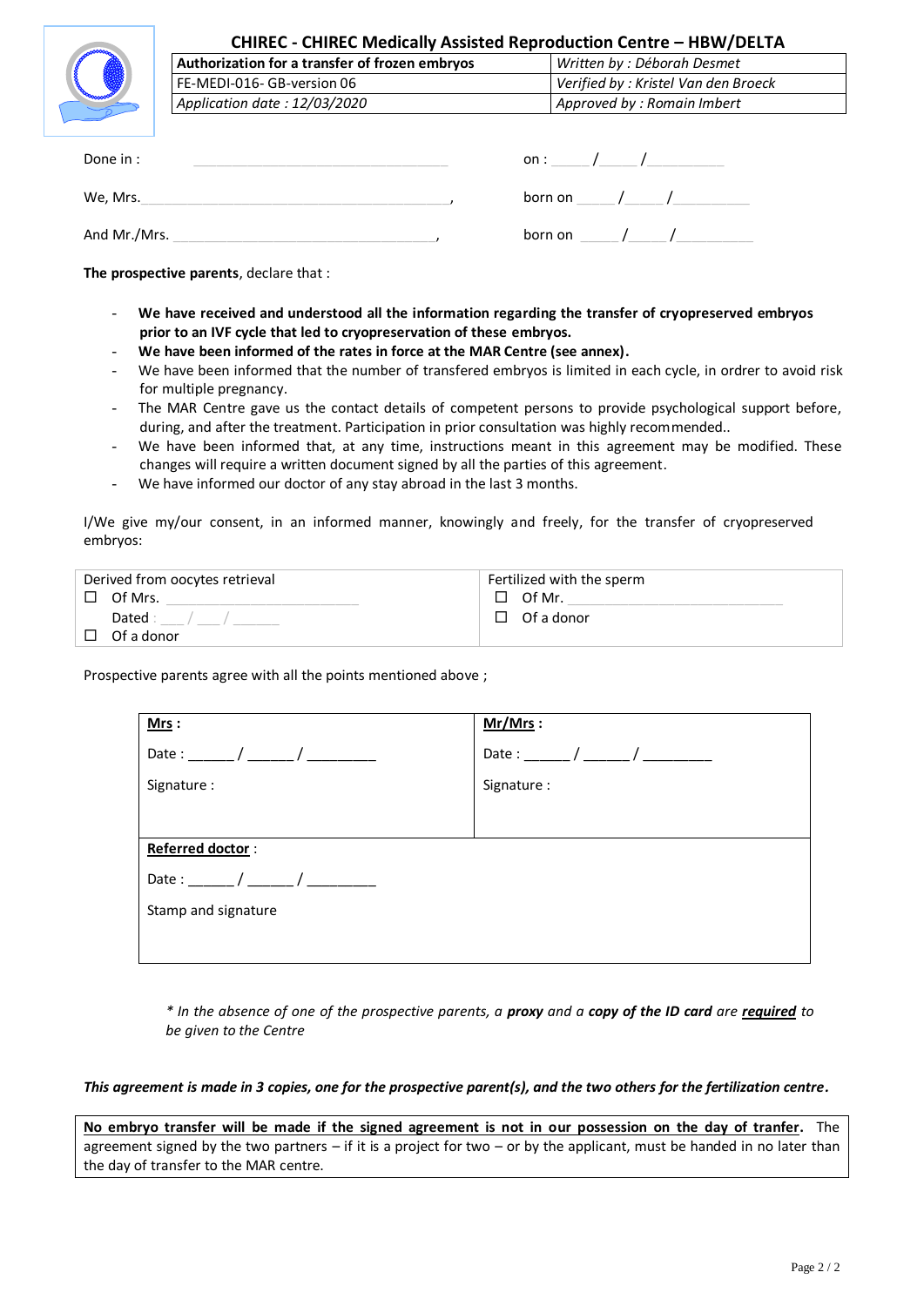**CHIREC - CHIREC Medically Assisted Reproduction Centre – HBW/DELTA**

| | |
|---|---|
| **Authorization for a transfer of frozen embryos** | *Written by : Déborah Desmet* |
| FE-MEDI-016- GB-version 06 | *Verified by : Kristel Van den Broeck* |
| *Application date : 12/03/2020* | *Approved by : Romain Imbert* |

Done in : ______________________________ on : _____ / _____ / __________

We, Mrs. ______________________________, born on _____ / _____ / __________

And Mr./Mrs. ______________________________, born on _____ / _____ / __________

**The prospective parents**, declare that :

- **We have received and understood all the information regarding the transfer of cryopreserved embryos prior to an IVF cycle that led to cryopreservation of these embryos.**
- **We have been informed of the rates in force at the MAR Centre (see annex).**
- We have been informed that the number of transfered embryos is limited in each cycle, in ordrer to avoid risk for multiple pregnancy.
- The MAR Centre gave us the contact details of competent persons to provide psychological support before, during, and after the treatment. Participation in prior consultation was highly recommended..
- We have been informed that, at any time, instructions meant in this agreement may be modified. These changes will require a written document signed by all the parties of this agreement.
- We have informed our doctor of any stay abroad in the last 3 months.

I/We give my/our consent, in an informed manner, knowingly and freely, for the transfer of cryopreserved embryos:

| Derived from oocytes retrieval | Fertilized with the sperm |
|---|---|
| ☐ Of Mrs. ______________________ | ☐ Of Mr. ______________________ |
| Dated : ___ / ___ / ______ | ☐ Of a donor |
| ☐ Of a donor | |

Prospective parents agree with all the points mentioned above ;

| **Mrs :** | **Mr/Mrs :** |
|---|---|
| Date : ______ / ______ / _________ | Date : ______ / ______ / _________ |
| Signature : | Signature : |
| **Referred doctor** : | |
| Date : ______ / ______ / _________ | |
| Stamp and signature | |

*\* In the absence of one of the prospective parents, a **proxy** and a **copy of the ID card** are **required** to be given to the Centre*

***This agreement is made in 3 copies, one for the prospective parent(s), and the two others for the fertilization centre.***

**No embryo transfer will be made if the signed agreement is not in our possession on the day of tranfer.** The agreement signed by the two partners – if it is a project for two – or by the applicant, must be handed in no later than the day of transfer to the MAR centre.